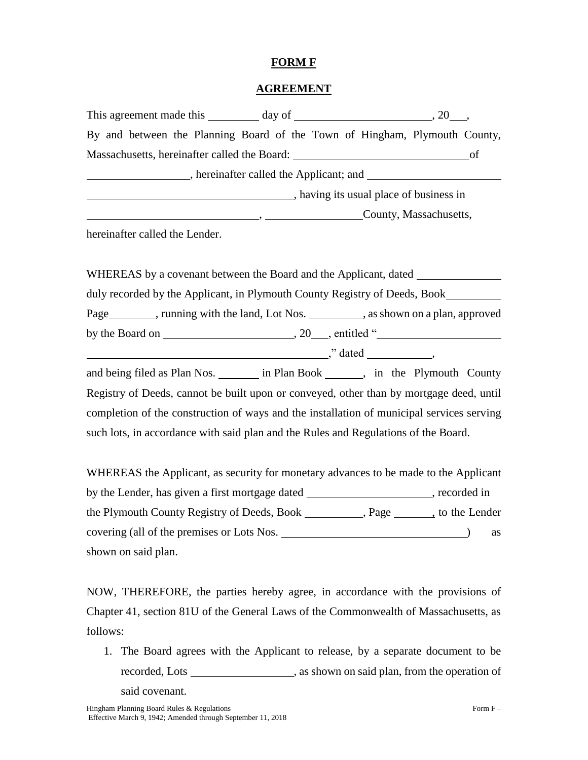**FORM F**

**AGREEMENT**

This agreement made this \_\_\_\_\_\_\_\_\_ day of \_\_\_\_\_\_\_\_\_\_\_\_\_\_\_\_\_\_\_\_\_\_\_\_, 20\_\_\_, By and between the Planning Board of the Town of Hingham, Plymouth County, Massachusetts, hereinafter called the Board: \_\_\_\_\_\_\_\_\_\_\_\_\_\_\_\_\_\_\_\_\_\_\_\_\_\_\_\_\_\_ of \_\_\_\_\_\_\_\_\_\_\_\_\_\_\_\_\_\_, hereinafter called the Applicant; and \_\_\_\_\_\_\_\_\_\_\_\_\_\_\_\_\_\_\_\_\_\_\_\_ \_\_\_\_\_\_\_\_\_\_\_\_\_\_\_\_\_\_\_\_\_\_\_\_\_\_\_\_\_\_\_\_\_\_\_\_\_, having its usual place of business in \_\_\_\_\_\_\_\_\_\_\_\_\_\_\_\_\_\_\_\_\_\_\_\_\_\_\_\_\_\_\_, \_\_\_\_\_\_\_\_\_\_\_\_\_\_\_\_\_County, Massachusetts, hereinafter called the Lender.

WHEREAS by a covenant between the Board and the Applicant, dated \_\_\_\_\_\_\_\_\_\_\_\_\_\_\_ duly recorded by the Applicant, in Plymouth County Registry of Deeds, Book\_\_\_\_\_\_\_\_\_\_ Page\_\_\_\_\_\_\_\_\_, running with the land, Lot Nos. \_\_\_\_\_\_\_\_\_\_, as shown on a plan, approved by the Board on \_\_\_\_\_\_\_\_\_\_\_\_\_\_\_\_\_\_\_\_\_\_\_, 20\_\_\_, entitled "\_\_\_\_\_\_\_\_\_\_\_\_\_\_\_\_\_\_\_\_\_\_ \_\_\_\_\_\_\_\_\_\_\_\_\_\_\_\_\_\_\_\_\_\_\_\_\_\_\_\_\_\_\_\_\_\_\_\_\_\_\_\_\_\_\_\_\_," dated \_\_\_\_\_\_\_\_\_\_\_\_, and being filed as Plan Nos. \_\_\_\_\_\_\_\_ in Plan Book \_\_\_\_\_\_\_, in the Plymouth County Registry of Deeds, cannot be built upon or conveyed, other than by mortgage deed, until completion of the construction of ways and the installation of municipal services serving such lots, in accordance with said plan and the Rules and Regulations of the Board.

WHEREAS the Applicant, as security for monetary advances to be made to the Applicant by the Lender, has given a first mortgage dated \_\_\_\_\_\_\_\_\_\_\_\_\_\_\_\_\_\_\_\_\_\_, recorded in the Plymouth County Registry of Deeds, Book \_\_\_\_\_\_\_\_\_\_\_, Page \_\_\_\_\_\_\_, to the Lender covering (all of the premises or Lots Nos. \_\_\_\_\_\_\_\_\_\_\_\_\_\_\_\_\_\_\_\_\_\_\_\_\_\_\_\_\_\_\_\_\_) as shown on said plan.

NOW, THEREFORE, the parties hereby agree, in accordance with the provisions of Chapter 41, section 81U of the General Laws of the Commonwealth of Massachusetts, as follows:

1. The Board agrees with the Applicant to release, by a separate document to be recorded, Lots \_\_\_\_\_\_\_\_\_\_\_\_\_\_\_\_\_\_\_, as shown on said plan, from the operation of said covenant.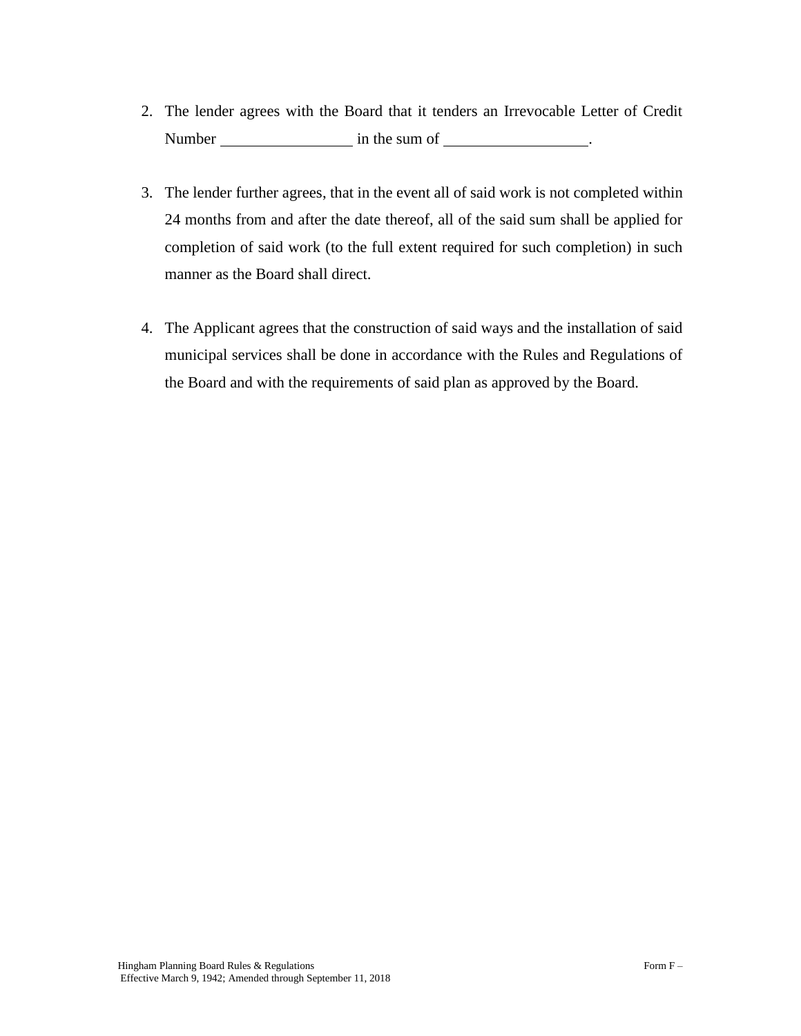2. The lender agrees with the Board that it tenders an Irrevocable Letter of Credit Number \_\_\_\_\_\_\_\_\_\_\_\_\_\_\_\_\_ in the sum of \_\_\_\_\_\_\_\_\_\_\_\_\_\_\_\_\_\_.

3. The lender further agrees, that in the event all of said work is not completed within 24 months from and after the date thereof, all of the said sum shall be applied for completion of said work (to the full extent required for such completion) in such manner as the Board shall direct.

4. The Applicant agrees that the construction of said ways and the installation of said municipal services shall be done in accordance with the Rules and Regulations of the Board and with the requirements of said plan as approved by the Board.